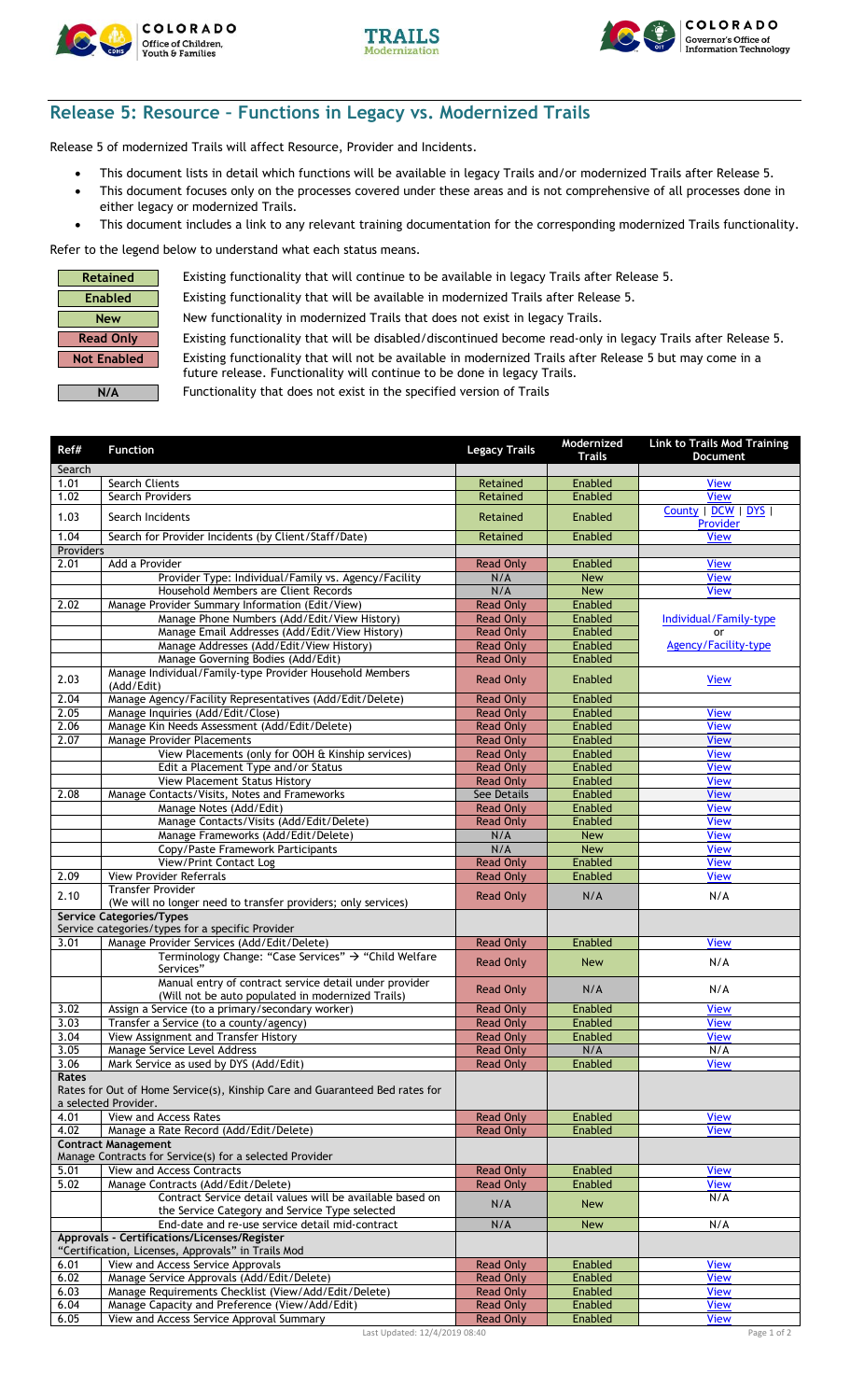## Release 5: Resource – Functions in Legacy vs. Modernized Trails

Release 5 of modernized Trails will affect Resource, Provider and Incidents.

- This document lists in detail which functions will be available in legacy Trails and/or modernized Trails after Release 5.
- This document focuses only on the processes covered under these areas and is not comprehensive of all processes done in either legacy or modernized Trails.
- This document includes a link to any relevant training documentation for the corresponding modernized Trails functionality.

Refer to the legend below to understand what each status means.

| Status | Meaning |
|---|---|
| Retained | Existing functionality that will continue to be available in legacy Trails after Release 5. |
| Enabled | Existing functionality that will be available in modernized Trails after Release 5. |
| New | New functionality in modernized Trails that does not exist in legacy Trails. |
| Read Only | Existing functionality that will be disabled/discontinued become read-only in legacy Trails after Release 5. |
| Not Enabled | Existing functionality that will not be available in modernized Trails after Release 5 but may come in a future release. Functionality will continue to be done in legacy Trails. |
| N/A | Functionality that does not exist in the specified version of Trails |

| Ref# | Function | Legacy Trails | Modernized Trails | Link to Trails Mod Training Document |
|---|---|---|---|---|
| **Search** | | | | |
| 1.01 | Search Clients | Retained | Enabled | View |
| 1.02 | Search Providers | Retained | Enabled | View |
| 1.03 | Search Incidents | Retained | Enabled | County \| DCW \| DYS \| Provider |
| 1.04 | Search for Provider Incidents (by Client/Staff/Date) | Retained | Enabled | View |
| **Providers** | | | | |
| 2.01 | Add a Provider | Read Only | Enabled | View |
| | Provider Type: Individual/Family vs. Agency/Facility | N/A | New | View |
| | Household Members are Client Records | N/A | New | View |
| 2.02 | Manage Provider Summary Information (Edit/View) | Read Only | Enabled | Individual/Family-type or Agency/Facility-type |
| | Manage Phone Numbers (Add/Edit/View History) | Read Only | Enabled | |
| | Manage Email Addresses (Add/Edit/View History) | Read Only | Enabled | |
| | Manage Addresses (Add/Edit/View History) | Read Only | Enabled | |
| | Manage Governing Bodies (Add/Edit) | Read Only | Enabled | |
| 2.03 | Manage Individual/Family-type Provider Household Members (Add/Edit) | Read Only | Enabled | View |
| 2.04 | Manage Agency/Facility Representatives (Add/Edit/Delete) | Read Only | Enabled | |
| 2.05 | Manage Inquiries (Add/Edit/Close) | Read Only | Enabled | View |
| 2.06 | Manage Kin Needs Assessment (Add/Edit/Delete) | Read Only | Enabled | View |
| 2.07 | Manage Provider Placements | Read Only | Enabled | View |
| | View Placements (only for OOH & Kinship services) | Read Only | Enabled | View |
| | Edit a Placement Type and/or Status | Read Only | Enabled | View |
| | View Placement Status History | Read Only | Enabled | View |
| 2.08 | Manage Contacts/Visits, Notes and Frameworks | See Details | Enabled | View |
| | Manage Notes (Add/Edit) | Read Only | Enabled | View |
| | Manage Contacts/Visits (Add/Edit/Delete) | Read Only | Enabled | View |
| | Manage Frameworks (Add/Edit/Delete) | N/A | New | View |
| | Copy/Paste Framework Participants | N/A | New | View |
| | View/Print Contact Log | Read Only | Enabled | View |
| 2.09 | View Provider Referrals | Read Only | Enabled | View |
| 2.10 | Transfer Provider (We will no longer need to transfer providers; only services) | Read Only | N/A | N/A |
| **Service Categories/Types** Service categories/types for a specific Provider | | | | |
| 3.01 | Manage Provider Services (Add/Edit/Delete) | Read Only | Enabled | View |
| | Terminology Change: "Case Services" → "Child Welfare Services" | Read Only | New | N/A |
| | Manual entry of contract service detail under provider (Will not be auto populated in modernized Trails) | Read Only | N/A | N/A |
| 3.02 | Assign a Service (to a primary/secondary worker) | Read Only | Enabled | View |
| 3.03 | Transfer a Service (to a county/agency) | Read Only | Enabled | View |
| 3.04 | View Assignment and Transfer History | Read Only | Enabled | View |
| 3.05 | Manage Service Level Address | Read Only | N/A | N/A |
| 3.06 | Mark Service as used by DYS (Add/Edit) | Read Only | Enabled | View |
| **Rates** Rates for Out of Home Service(s), Kinship Care and Guaranteed Bed rates for a selected Provider. | | | | |
| 4.01 | View and Access Rates | Read Only | Enabled | View |
| 4.02 | Manage a Rate Record (Add/Edit/Delete) | Read Only | Enabled | View |
| **Contract Management** Manage Contracts for Service(s) for a selected Provider | | | | |
| 5.01 | View and Access Contracts | Read Only | Enabled | View |
| 5.02 | Manage Contracts (Add/Edit/Delete) | Read Only | Enabled | View |
| | Contract Service detail values will be available based on the Service Category and Service Type selected | N/A | New | N/A |
| | End-date and re-use service detail mid-contract | N/A | New | N/A |
| **Approvals - Certifications/Licenses/Register** "Certification, Licenses, Approvals" in Trails Mod | | | | |
| 6.01 | View and Access Service Approvals | Read Only | Enabled | View |
| 6.02 | Manage Service Approvals (Add/Edit/Delete) | Read Only | Enabled | View |
| 6.03 | Manage Requirements Checklist (View/Add/Edit/Delete) | Read Only | Enabled | View |
| 6.04 | Manage Capacity and Preference (View/Add/Edit) | Read Only | Enabled | View |
| 6.05 | View and Access Service Approval Summary | Read Only | Enabled | View |

Last Updated: 12/4/2019 08:40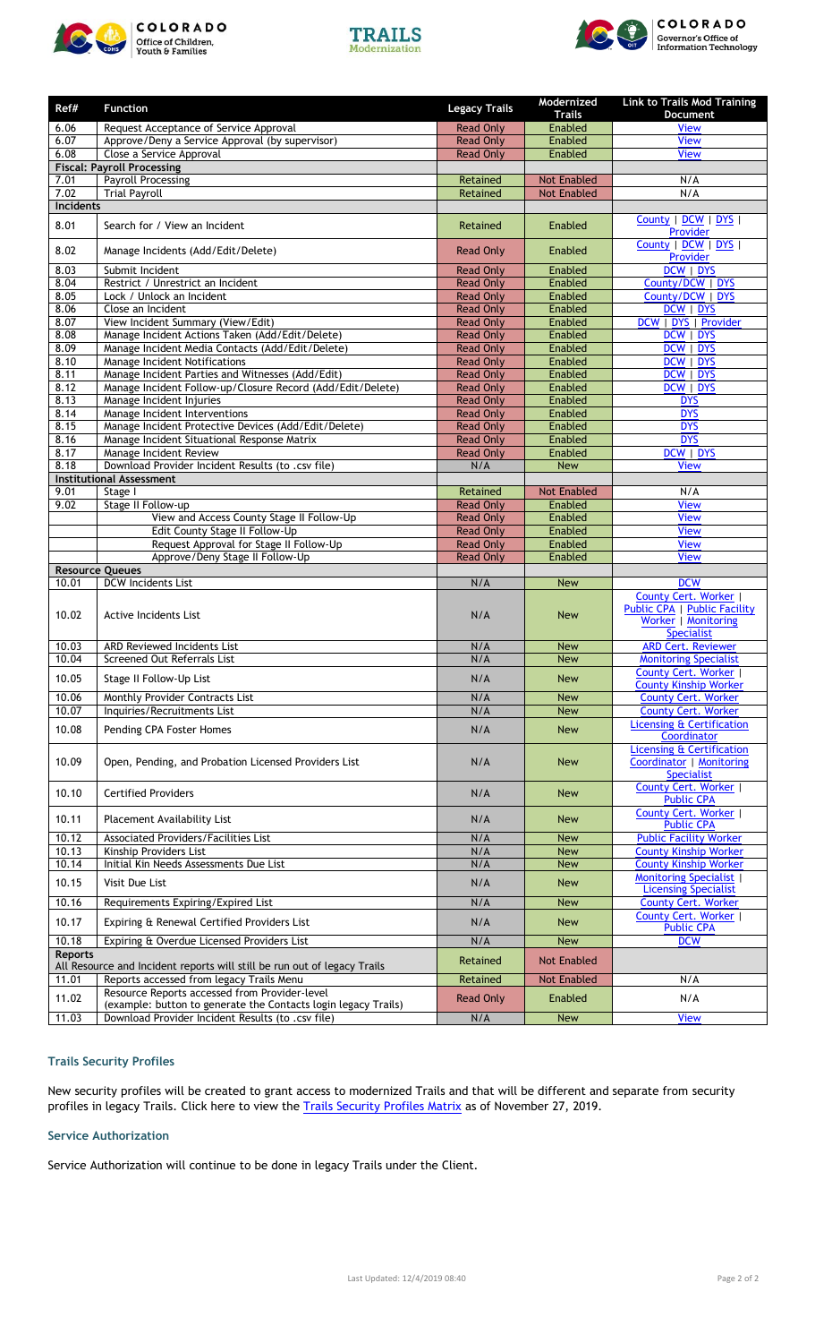| Ref# | Function | Legacy Trails | Modernized Trails | Link to Trails Mod Training Document |
|---|---|---|---|---|
| 6.06 | Request Acceptance of Service Approval | Read Only | Enabled | View |
| 6.07 | Approve/Deny a Service Approval (by supervisor) | Read Only | Enabled | View |
| 6.08 | Close a Service Approval | Read Only | Enabled | View |
| **Fiscal: Payroll Processing** | | | | |
| 7.01 | Payroll Processing | Retained | Not Enabled | N/A |
| 7.02 | Trial Payroll | Retained | Not Enabled | N/A |
| **Incidents** | | | | |
| 8.01 | Search for / View an Incident | Retained | Enabled | County \| DCW \| DYS \| Provider |
| 8.02 | Manage Incidents (Add/Edit/Delete) | Read Only | Enabled | County \| DCW \| DYS \| Provider |
| 8.03 | Submit Incident | Read Only | Enabled | DCW \| DYS |
| 8.04 | Restrict / Unrestrict an Incident | Read Only | Enabled | County/DCW \| DYS |
| 8.05 | Lock / Unlock an Incident | Read Only | Enabled | County/DCW \| DYS |
| 8.06 | Close an Incident | Read Only | Enabled | DCW \| DYS |
| 8.07 | View Incident Summary (View/Edit) | Read Only | Enabled | DCW \| DYS \| Provider |
| 8.08 | Manage Incident Actions Taken (Add/Edit/Delete) | Read Only | Enabled | DCW \| DYS |
| 8.09 | Manage Incident Media Contacts (Add/Edit/Delete) | Read Only | Enabled | DCW \| DYS |
| 8.10 | Manage Incident Notifications | Read Only | Enabled | DCW \| DYS |
| 8.11 | Manage Incident Parties and Witnesses (Add/Edit) | Read Only | Enabled | DCW \| DYS |
| 8.12 | Manage Incident Follow-up/Closure Record (Add/Edit/Delete) | Read Only | Enabled | DCW \| DYS |
| 8.13 | Manage Incident Injuries | Read Only | Enabled | DYS |
| 8.14 | Manage Incident Interventions | Read Only | Enabled | DYS |
| 8.15 | Manage Incident Protective Devices (Add/Edit/Delete) | Read Only | Enabled | DYS |
| 8.16 | Manage Incident Situational Response Matrix | Read Only | Enabled | DYS |
| 8.17 | Manage Incident Review | Read Only | Enabled | DCW \| DYS |
| 8.18 | Download Provider Incident Results (to .csv file) | N/A | New | View |
| **Institutional Assessment** | | | | |
| 9.01 | Stage I | Retained | Not Enabled | N/A |
| 9.02 | Stage II Follow-up | Read Only | Enabled | View |
| | View and Access County Stage II Follow-Up | Read Only | Enabled | View |
| | Edit County Stage II Follow-Up | Read Only | Enabled | View |
| | Request Approval for Stage II Follow-Up | Read Only | Enabled | View |
| | Approve/Deny Stage II Follow-Up | Read Only | Enabled | View |
| **Resource Queues** | | | | |
| 10.01 | DCW Incidents List | N/A | New | DCW |
| 10.02 | Active Incidents List | N/A | New | County Cert. Worker \| Public CPA \| Public Facility Worker \| Monitoring Specialist |
| 10.03 | ARD Reviewed Incidents List | N/A | New | ARD Cert. Reviewer |
| 10.04 | Screened Out Referrals List | N/A | New | Monitoring Specialist |
| 10.05 | Stage II Follow-Up List | N/A | New | County Cert. Worker \| County Kinship Worker |
| 10.06 | Monthly Provider Contracts List | N/A | New | County Cert. Worker |
| 10.07 | Inquiries/Recruitments List | N/A | New | County Cert. Worker |
| 10.08 | Pending CPA Foster Homes | N/A | New | Licensing & Certification Coordinator |
| 10.09 | Open, Pending, and Probation Licensed Providers List | N/A | New | Licensing & Certification Coordinator \| Monitoring Specialist |
| 10.10 | Certified Providers | N/A | New | County Cert. Worker \| Public CPA |
| 10.11 | Placement Availability List | N/A | New | County Cert. Worker \| Public CPA |
| 10.12 | Associated Providers/Facilities List | N/A | New | Public Facility Worker |
| 10.13 | Kinship Providers List | N/A | New | County Kinship Worker |
| 10.14 | Initial Kin Needs Assessments Due List | N/A | New | County Kinship Worker |
| 10.15 | Visit Due List | N/A | New | Monitoring Specialist \| Licensing Specialist |
| 10.16 | Requirements Expiring/Expired List | N/A | New | County Cert. Worker |
| 10.17 | Expiring & Renewal Certified Providers List | N/A | New | County Cert. Worker \| Public CPA |
| 10.18 | Expiring & Overdue Licensed Providers List | N/A | New | DCW |
| **Reports** All Resource and Incident reports will still be run out of legacy Trails | | Retained | Not Enabled | |
| 11.01 | Reports accessed from legacy Trails Menu | Retained | Not Enabled | N/A |
| 11.02 | Resource Reports accessed from Provider-level (example: button to generate the Contacts login legacy Trails) | Read Only | Enabled | N/A |
| 11.03 | Download Provider Incident Results (to .csv file) | N/A | New | View |

### Trails Security Profiles

New security profiles will be created to grant access to modernized Trails and that will be different and separate from security profiles in legacy Trails. Click here to view the Trails Security Profiles Matrix as of November 27, 2019.

### Service Authorization

Service Authorization will continue to be done in legacy Trails under the Client.

Last Updated: 12/4/2019 08:40